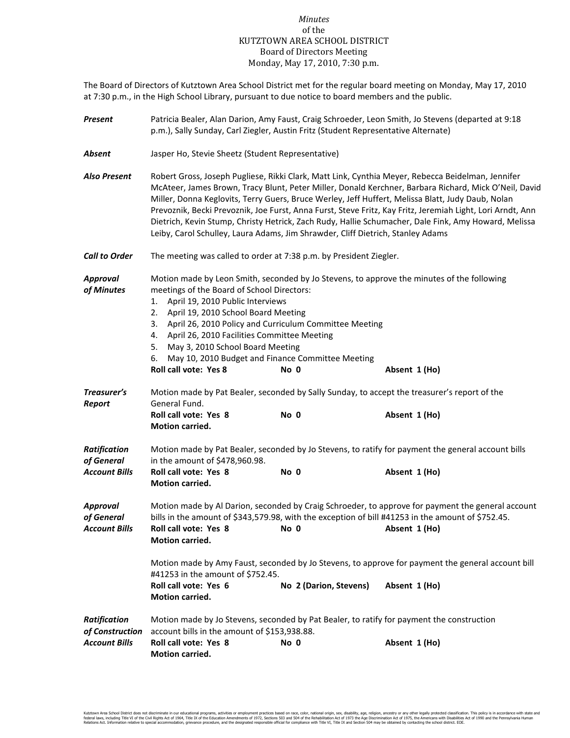*Minutes*
of the
KUTZTOWN AREA SCHOOL DISTRICT
Board of Directors Meeting
Monday, May 17, 2010, 7:30 p.m.

The Board of Directors of Kutztown Area School District met for the regular board meeting on Monday, May 17, 2010 at 7:30 p.m., in the High School Library, pursuant to due notice to board members and the public.

***Present*** Patricia Bealer, Alan Darion, Amy Faust, Craig Schroeder, Leon Smith, Jo Stevens (departed at 9:18 p.m.), Sally Sunday, Carl Ziegler, Austin Fritz (Student Representative Alternate)

***Absent*** Jasper Ho, Stevie Sheetz (Student Representative)

***Also Present*** Robert Gross, Joseph Pugliese, Rikki Clark, Matt Link, Cynthia Meyer, Rebecca Beidelman, Jennifer McAteer, James Brown, Tracy Blunt, Peter Miller, Donald Kerchner, Barbara Richard, Mick O'Neil, David Miller, Donna Keglovits, Terry Guers, Bruce Werley, Jeff Huffert, Melissa Blatt, Judy Daub, Nolan Prevoznik, Becki Prevoznik, Joe Furst, Anna Furst, Steve Fritz, Kay Fritz, Jeremiah Light, Lori Arndt, Ann Dietrich, Kevin Stump, Christy Hetrick, Zach Rudy, Hallie Schumacher, Dale Fink, Amy Howard, Melissa Leiby, Carol Schulley, Laura Adams, Jim Shrawder, Cliff Dietrich, Stanley Adams

***Call to Order*** The meeting was called to order at 7:38 p.m. by President Ziegler.

***Approval of Minutes*** Motion made by Leon Smith, seconded by Jo Stevens, to approve the minutes of the following meetings of the Board of School Directors:

1. April 19, 2010 Public Interviews
2. April 19, 2010 School Board Meeting
3. April 26, 2010 Policy and Curriculum Committee Meeting
4. April 26, 2010 Facilities Committee Meeting
5. May 3, 2010 School Board Meeting
6. May 10, 2010 Budget and Finance Committee Meeting

**Roll call vote: Yes 8 No 0 Absent 1 (Ho)**

***Treasurer's Report*** Motion made by Pat Bealer, seconded by Sally Sunday, to accept the treasurer's report of the General Fund.

**Roll call vote: Yes 8 No 0 Absent 1 (Ho)**
**Motion carried.**

***Ratification of General Account Bills*** Motion made by Pat Bealer, seconded by Jo Stevens, to ratify for payment the general account bills in the amount of $478,960.98.

**Roll call vote: Yes 8 No 0 Absent 1 (Ho)**
**Motion carried.**

***Approval of General Account Bills*** Motion made by Al Darion, seconded by Craig Schroeder, to approve for payment the general account bills in the amount of $343,579.98, with the exception of bill #41253 in the amount of $752.45.

**Roll call vote: Yes 8 No 0 Absent 1 (Ho)**
**Motion carried.**

Motion made by Amy Faust, seconded by Jo Stevens, to approve for payment the general account bill #41253 in the amount of $752.45.

**Roll call vote: Yes 6 No 2 (Darion, Stevens) Absent 1 (Ho)**
**Motion carried.**

***Ratification of Construction Account Bills*** Motion made by Jo Stevens, seconded by Pat Bealer, to ratify for payment the construction account bills in the amount of $153,938.88.

**Roll call vote: Yes 8 No 0 Absent 1 (Ho)**
**Motion carried.**

Kutztown Area School District does not discriminate in our educational programs, activities or employment practices based on race, color, national origin, sex, disability, age, religion, ancestry or any other legally protected classification. This policy is in accordance with state and federal laws, including Title VI of the Civil Rights Act of 1964, Title IX of the Education Amendments of 1972, Sections 503 and 504 of the Rehabilitation Act of 1973 the Age Discrimination Act of 1975, the Americans with Disabilities Act of 1990 and the Pennsylvania Human Relations Act. Information relative to special accommodation, grievance procedure, and the designated responsible official for compliance with Title VI, Title IX and Section 504 may be obtained by contacting the school district. EOE.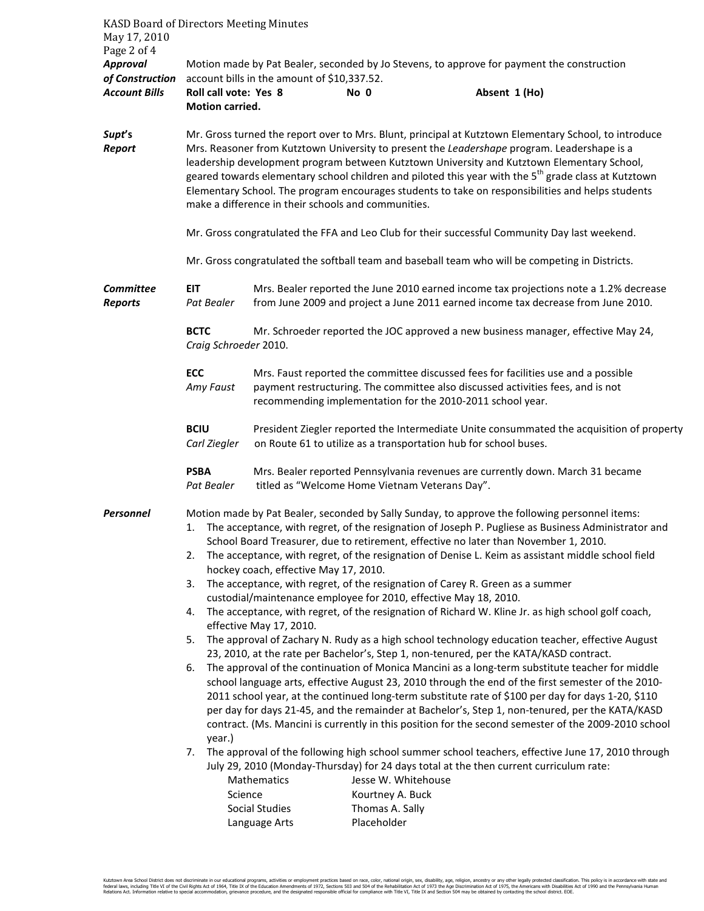***Approval of Construction Account Bills***

Motion made by Pat Bealer, seconded by Jo Stevens, to approve for payment the construction account bills in the amount of $10,337.52.

**Roll call vote: Yes 8 No 0 Absent 1 (Ho)**
**Motion carried.**

***Supt's Report***

Mr. Gross turned the report over to Mrs. Blunt, principal at Kutztown Elementary School, to introduce Mrs. Reasoner from Kutztown University to present the *Leadershape* program. Leadershape is a leadership development program between Kutztown University and Kutztown Elementary School, geared towards elementary school children and piloted this year with the 5th grade class at Kutztown Elementary School. The program encourages students to take on responsibilities and helps students make a difference in their schools and communities.

Mr. Gross congratulated the FFA and Leo Club for their successful Community Day last weekend.

Mr. Gross congratulated the softball team and baseball team who will be competing in Districts.

***Committee Reports***

**EIT** *Pat Bealer* — Mrs. Bealer reported the June 2010 earned income tax projections note a 1.2% decrease from June 2009 and project a June 2011 earned income tax decrease from June 2010.

**BCTC** *Craig Schroeder* — Mr. Schroeder reported the JOC approved a new business manager, effective May 24, 2010.

**ECC** *Amy Faust* — Mrs. Faust reported the committee discussed fees for facilities use and a possible payment restructuring. The committee also discussed activities fees, and is not recommending implementation for the 2010-2011 school year.

**BCIU** *Carl Ziegler* — President Ziegler reported the Intermediate Unite consummated the acquisition of property on Route 61 to utilize as a transportation hub for school buses.

**PSBA** *Pat Bealer* — Mrs. Bealer reported Pennsylvania revenues are currently down. March 31 became titled as "Welcome Home Vietnam Veterans Day".

***Personnel***

Motion made by Pat Bealer, seconded by Sally Sunday, to approve the following personnel items:

1. The acceptance, with regret, of the resignation of Joseph P. Pugliese as Business Administrator and School Board Treasurer, due to retirement, effective no later than November 1, 2010.
2. The acceptance, with regret, of the resignation of Denise L. Keim as assistant middle school field hockey coach, effective May 17, 2010.
3. The acceptance, with regret, of the resignation of Carey R. Green as a summer custodial/maintenance employee for 2010, effective May 18, 2010.
4. The acceptance, with regret, of the resignation of Richard W. Kline Jr. as high school golf coach, effective May 17, 2010.
5. The approval of Zachary N. Rudy as a high school technology education teacher, effective August 23, 2010, at the rate per Bachelor's, Step 1, non-tenured, per the KATA/KASD contract.
6. The approval of the continuation of Monica Mancini as a long-term substitute teacher for middle school language arts, effective August 23, 2010 through the end of the first semester of the 2010-2011 school year, at the continued long-term substitute rate of $100 per day for days 1-20, $110 per day for days 21-45, and the remainder at Bachelor's, Step 1, non-tenured, per the KATA/KASD contract. (Ms. Mancini is currently in this position for the second semester of the 2009-2010 school year.)
7. The approval of the following high school summer school teachers, effective June 17, 2010 through July 29, 2010 (Monday-Thursday) for 24 days total at the then current curriculum rate:

| | |
|---|---|
| Mathematics | Jesse W. Whitehouse |
| Science | Kourtney A. Buck |
| Social Studies | Thomas A. Sally |
| Language Arts | Placeholder |

Kutztown Area School District does not discriminate in our educational programs, activities or employment practices based on race, color, national origin, sex, disability, age, religion, ancestry or any other legally protected classification. This policy is in accordance with state and federal laws, including Title VI of the Civil Rights Act of 1964, Title IX of the Education Amendments of 1972, Sections 503 and 504 of the Rehabilitation Act of 1973 the Age Discrimination Act of 1975, the Americans with Disabilities Act of 1990 and the Pennsylvania Human Relations Act. Information relative to special accommodation, grievance procedure, and the designated responsible official for compliance with Title VI, Title IX and Section 504 may be obtained by contacting the school district. EOE.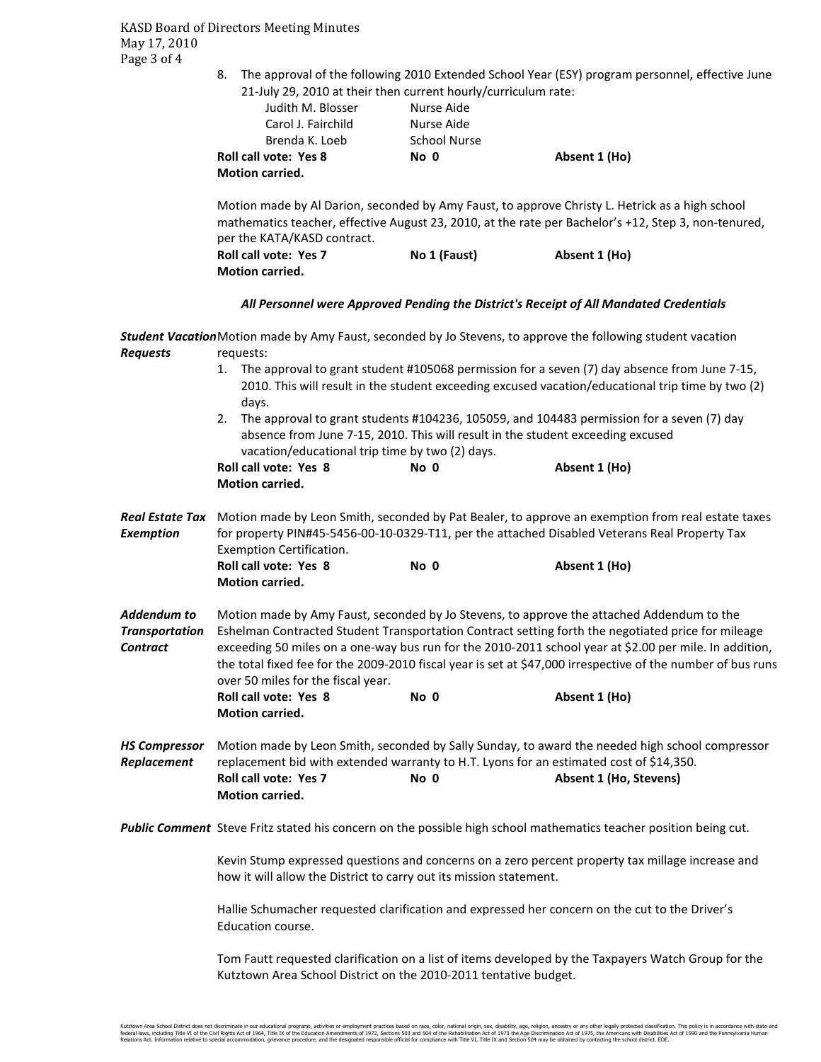8. The approval of the following 2010 Extended School Year (ESY) program personnel, effective June 21-July 29, 2010 at their then current hourly/curriculum rate:

| | |
|---|---|
| Judith M. Blosser | Nurse Aide |
| Carol J. Fairchild | Nurse Aide |
| Brenda K. Loeb | School Nurse |

**Roll call vote: Yes 8 No 0 Absent 1 (Ho)**
**Motion carried.**

Motion made by Al Darion, seconded by Amy Faust, to approve Christy L. Hetrick as a high school mathematics teacher, effective August 23, 2010, at the rate per Bachelor's +12, Step 3, non-tenured, per the KATA/KASD contract.

**Roll call vote: Yes 7 No 1 (Faust) Absent 1 (Ho)**
**Motion carried.**

***All Personnel were Approved Pending the District's Receipt of All Mandated Credentials***

***Student Vacation Requests*** Motion made by Amy Faust, seconded by Jo Stevens, to approve the following student vacation requests:

1. The approval to grant student #105068 permission for a seven (7) day absence from June 7-15, 2010. This will result in the student exceeding excused vacation/educational trip time by two (2) days.
2. The approval to grant students #104236, 105059, and 104483 permission for a seven (7) day absence from June 7-15, 2010. This will result in the student exceeding excused vacation/educational trip time by two (2) days.

**Roll call vote: Yes 8 No 0 Absent 1 (Ho)**
**Motion carried.**

***Real Estate Tax Exemption*** Motion made by Leon Smith, seconded by Pat Bealer, to approve an exemption from real estate taxes for property PIN#45-5456-00-10-0329-T11, per the attached Disabled Veterans Real Property Tax Exemption Certification.

**Roll call vote: Yes 8 No 0 Absent 1 (Ho)**
**Motion carried.**

***Addendum to Transportation Contract*** Motion made by Amy Faust, seconded by Jo Stevens, to approve the attached Addendum to the Eshelman Contracted Student Transportation Contract setting forth the negotiated price for mileage exceeding 50 miles on a one-way bus run for the 2010-2011 school year at $2.00 per mile. In addition, the total fixed fee for the 2009-2010 fiscal year is set at $47,000 irrespective of the number of bus runs over 50 miles for the fiscal year.

**Roll call vote: Yes 8 No 0 Absent 1 (Ho)**
**Motion carried.**

***HS Compressor Replacement*** Motion made by Leon Smith, seconded by Sally Sunday, to award the needed high school compressor replacement bid with extended warranty to H.T. Lyons for an estimated cost of $14,350.

**Roll call vote: Yes 7 No 0 Absent 1 (Ho, Stevens)**
**Motion carried.**

***Public Comment*** Steve Fritz stated his concern on the possible high school mathematics teacher position being cut.

Kevin Stump expressed questions and concerns on a zero percent property tax millage increase and how it will allow the District to carry out its mission statement.

Hallie Schumacher requested clarification and expressed her concern on the cut to the Driver's Education course.

Tom Fautt requested clarification on a list of items developed by the Taxpayers Watch Group for the Kutztown Area School District on the 2010-2011 tentative budget.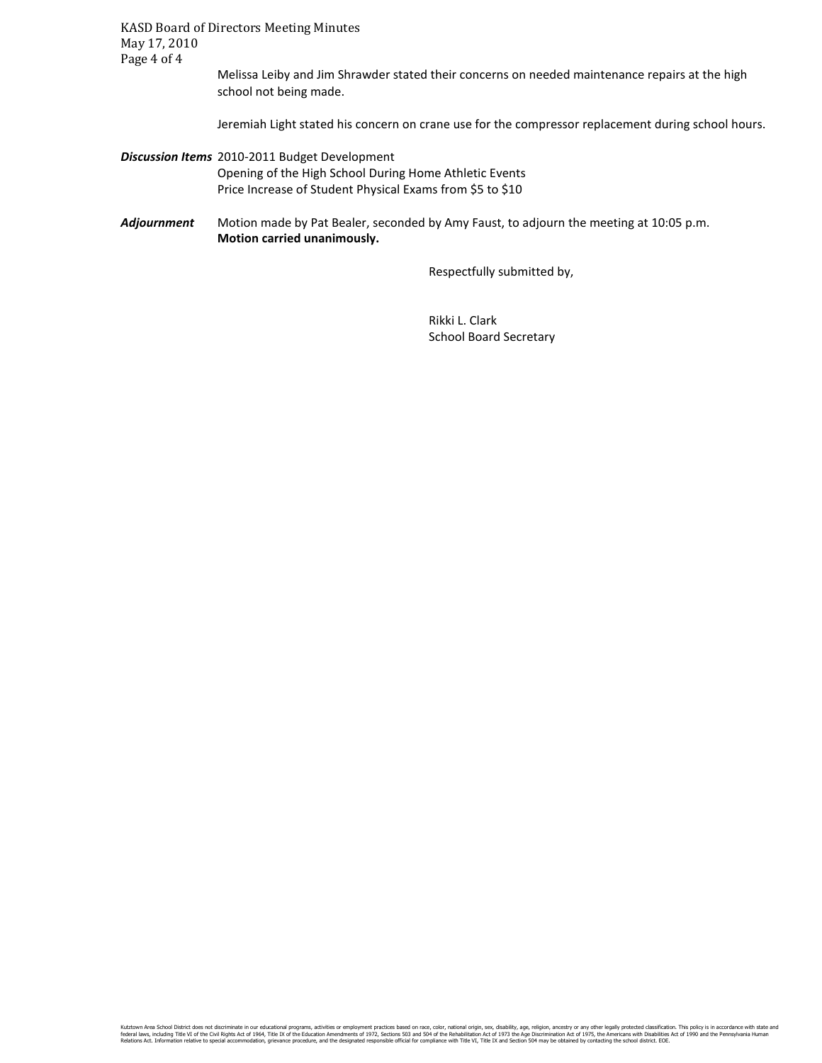Melissa Leiby and Jim Shrawder stated their concerns on needed maintenance repairs at the high school not being made.

Jeremiah Light stated his concern on crane use for the compressor replacement during school hours.

***Discussion Items*** 2010-2011 Budget Development
Opening of the High School During Home Athletic Events
Price Increase of Student Physical Exams from $5 to $10

***Adjournment*** Motion made by Pat Bealer, seconded by Amy Faust, to adjourn the meeting at 10:05 p.m.
**Motion carried unanimously.**

Respectfully submitted by,

Rikki L. Clark
School Board Secretary

Kutztown Area School District does not discriminate in our educational programs, activities or employment practices based on race, color, national origin, sex, disability, age, religion, ancestry or any other legally protected classification. This policy is in accordance with state and federal laws, including Title VI of the Civil Rights Act of 1964, Title IX of the Education Amendments of 1972, Sections 503 and 504 of the Rehabilitation Act of 1973 the Age Discrimination Act of 1975, the Americans with Disabilities Act of 1990 and the Pennsylvania Human Relations Act. Information relative to special accommodation, grievance procedure, and the designated responsible official for compliance with Title VI, Title IX and Section 504 may be obtained by contacting the school district. EOE.